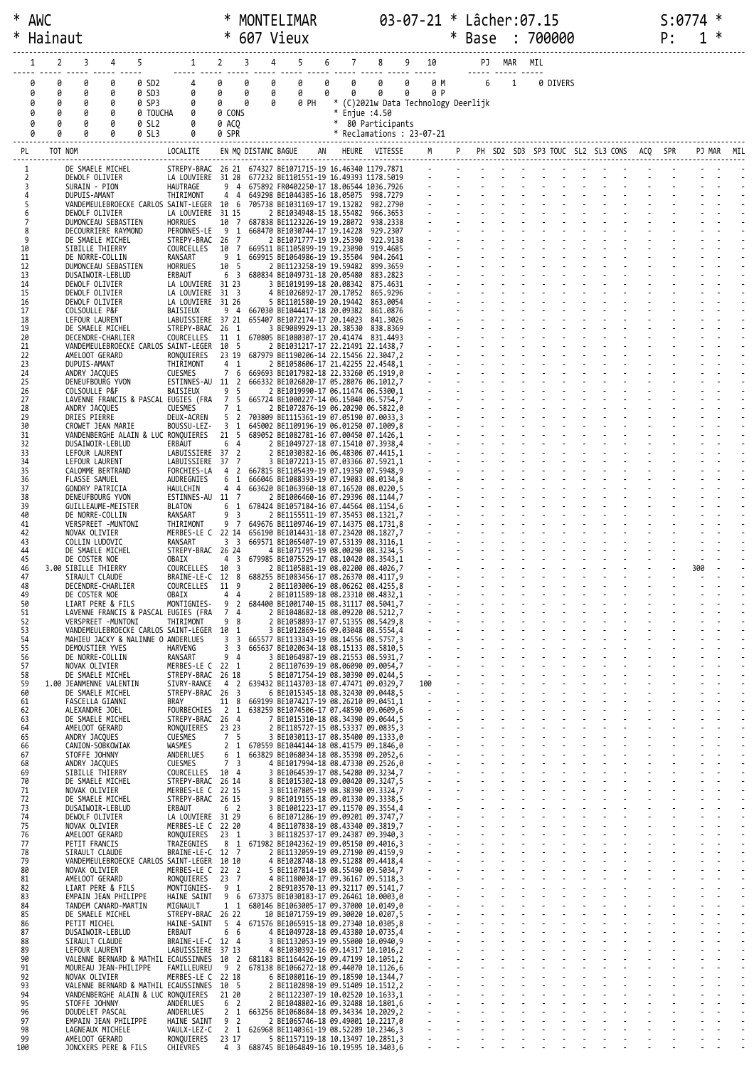```
* AWC                          * MONTELIMAR           03-07-21 * Lâcher:07.15                    S:0774 *
* Hainaut                      * 607 Vieux                     * Base  : 700000                  P:   1 *
```

| 1 | 2 | 3 | 4 | 5 | | 1 | 2 | 3 | 4 | 5 | 6 | 7 | 8 | 9 | 10 | | PJ | MAR | MIL |
|---|---|---|---|---|---|---|---|---|---|---|---|---|---|---|---|---|---|---|---|
| 0 | 0 | 0 | 0 | 0 | SD2 | 4 | 0 | 0 | 0 | 0 | 0 | 0 | 0 | 0 | 0 M | | 6 | 1 | 0 DIVERS |
| 0 | 0 | 0 | 0 | 0 | SD3 | 0 | 0 | 0 | 0 | 0 | 0 | 0 | 0 | 0 | 0 P | | | | |
| 0 | 0 | 0 | 0 | 0 | SP3 | 0 | 0 | 0 | 0 | 0 PH | | * (C)2021w Data Technology Deerlijk | | | | | | | |
| 0 | 0 | 0 | 0 | 0 | TOUCHA | 0 | 0 CONS | | | | | * Enjue :4.50 | | | | | | | |
| 0 | 0 | 0 | 0 | 0 | SL2 | 0 | 0 ACQ | | | | | * 80 Participants | | | | | | | |
| 0 | 0 | 0 | 0 | 0 | SL3 | 0 | 0 SPR | | | | | * Reclamations : 23-07-21 | | | | | | | |

| PL | TOT | NOM | LOCALITE | EN | MQ | DISTANC | BAGUE | AN | HEURE | VITESSE | M | PJ |
|---|---|---|---|---|---|---|---|---|---|---|---|---|
| 1 | | DE SMAELE MICHEL | STREPY-BRAC | 26 | 21 | 674327 | BE1071715-19 | | 16.46340 | 1179.7871 | - | - |
| 2 | | DEWOLF OLIVIER | LA LOUVIERE | 31 | 28 | 677232 | BE1101551-19 | | 16.49393 | 1178.5019 | - | - |
| 3 | | SURAIN - PION | HAUTRAGE | 9 | 4 | 675892 | FR0402250-17 | | 18.06544 | 1036.7926 | - | - |
| 4 | | DUPUIS-AMANT | THIRIMONT | 4 | 4 | 649298 | BE1044385-16 | | 18.05075 | 998.7279 | - | - |
| 5 | | VANDEMEULEBROECKE CARLOS | SAINT-LEGER | 10 | 6 | 705738 | BE1031169-17 | | 19.13282 | 982.2790 | - | - |
| 6 | | DEWOLF OLIVIER | LA LOUVIERE | 31 | 15 | 2 | BE1034948-15 | | 18.55482 | 966.3653 | - | - |
| 7 | | DUMONCEAU SEBASTIEN | HORRUES | 10 | 7 | 687838 | BE1123226-19 | | 19.28072 | 938.2338 | - | - |
| 8 | | DECOURRIERE RAYMOND | PERONNES-LE | 9 | 1 | 668470 | BE1030744-17 | | 19.14228 | 929.2307 | - | - |
| 9 | | DE SMAELE MICHEL | STREPY-BRAC | 26 | 7 | 2 | BE1071777-19 | | 19.25390 | 922.9138 | - | - |
| 10 | | SIBILLE THIERRY | COURCELLES | 10 | 7 | 669511 | BE1105899-19 | | 19.23090 | 919.4685 | - | - |
| 11 | | DE NORRE-COLLIN | RANSART | 9 | 1 | 669915 | BE1064986-19 | | 19.35504 | 904.2641 | - | - |
| 12 | | DUMONCEAU SEBASTIEN | HORRUES | 10 | 5 | 2 | BE1123258-19 | | 19.59482 | 899.3659 | - | - |
| 13 | | DUSAIWOIR-LEBLUD | ERBAUT | 6 | 3 | 680834 | BE1049731-18 | | 20.05480 | 883.2823 | - | - |
| 14 | | DEWOLF OLIVIER | LA LOUVIERE | 31 | 23 | 3 | BE1019199-18 | | 20.08342 | 875.4631 | - | - |
| 15 | | DEWOLF OLIVIER | LA LOUVIERE | 31 | 3 | 4 | BE1026892-17 | | 20.17052 | 865.9296 | - | - |
| 16 | | DEWOLF OLIVIER | LA LOUVIERE | 31 | 26 | 5 | BE1101580-19 | | 20.19442 | 863.0054 | - | - |
| 17 | | COLSOULLE P&F | BAISIEUX | 9 | 4 | 667030 | BE1044417-18 | | 20.09382 | 861.0876 | - | - |
| 18 | | LEFOUR LAURENT | LABUISSIERE | 37 | 21 | 655407 | BE1072174-17 | | 20.14023 | 841.3026 | - | - |
| 19 | | DE SMAELE MICHEL | STREPY-BRAC | 26 | 1 | 3 | BE9089929-13 | | 20.38530 | 838.8369 | - | - |
| 20 | | DECENDRE-CHARLIER | COURCELLES | 11 | 1 | 670805 | BE1080307-17 | | 20.41474 | 831.4493 | - | - |
| 21 | | VANDEMEULEBROECKE CARLOS | SAINT-LEGER | 10 | 5 | 2 | BE1031217-17 | | 22.21491 | 22.1438,7 | - | - |
| 22 | | AMELOOT GERARD | RONQUIERES | 23 | 19 | 687979 | BE1190206-14 | | 22.15456 | 22.3047,2 | - | - |
| 23 | | DUPUIS-AMANT | THIRIMONT | 4 | 1 | 2 | BE1058606-17 | | 21.42255 | 22.4548,1 | - | - |
| 24 | | ANDRY JACQUES | CUESMES | 7 | 6 | 669693 | BE1017982-18 | | 22.33260 | 05.1919,0 | - | - |
| 25 | | DENEUFBOURG YVON | ESTINNES-AU | 11 | 2 | 666332 | BE1026820-17 | | 05.28076 | 06.1012,7 | - | - |
| 26 | | COLSOULLE P&F | BAISIEUX | 9 | 5 | 2 | BE1019990-17 | | 06.11474 | 06.5300,1 | - | - |
| 27 | | LAVENNE FRANCIS & PASCAL | EUGIES (FRA | 7 | 5 | 665724 | BE1000227-14 | | 06.15040 | 06.5754,7 | - | - |
| 28 | | ANDRY JACQUES | CUESMES | 7 | 1 | 2 | BE1072876-19 | | 06.20290 | 06.5822,0 | - | - |
| 29 | | DRIES PIERRE | DEUX-ACREN | 5 | 2 | 703809 | BE1115361-19 | | 07.05190 | 07.0033,3 | - | - |
| 30 | | CROWET JEAN MARIE | BOUSSU-LEZ- | 3 | 1 | 645002 | BE1109196-19 | | 06.01250 | 07.1009,8 | - | - |
| 31 | | VANDENBERGHE ALAIN & LUC | RONQUIERES | 21 | 5 | 689052 | BE1082781-16 | | 07.00450 | 07.1426,1 | - | - |
| 32 | | DUSAIWOIR-LEBLUD | ERBAUT | 6 | 4 | 2 | BE1049727-18 | | 07.15410 | 07.3938,4 | - | - |
| 33 | | LEFOUR LAURENT | LABUISSIERE | 37 | 2 | 2 | BE1030382-16 | | 06.48306 | 07.4415,1 | - | - |
| 34 | | LEFOUR LAURENT | LABUISSIERE | 37 | 7 | 3 | BE1072213-17 | | 07.03366 | 07.5921,1 | - | - |
| 35 | | CALOMME BERTRAND | FORCHIES-LA | 4 | 2 | 667815 | BE1105439-19 | | 07.19350 | 07.5948,9 | - | - |
| 36 | | FLASSE SAMUEL | AUDREGNIES | 6 | 1 | 666046 | BE1088393-19 | | 07.19083 | 08.0134,8 | - | - |
| 37 | | GONDRY PATRICIA | HAULCHIN | 4 | 4 | 663620 | BE1063960-18 | | 07.16520 | 08.0220,5 | - | - |
| 38 | | DENEUFBOURG YVON | ESTINNES-AU | 11 | 7 | 2 | BE1006460-16 | | 07.29396 | 08.1144,7 | - | - |
| 39 | | GUILLEAUME-MEISTER | BLATON | 6 | 1 | 678424 | BE1057184-16 | | 07.44564 | 08.1154,6 | - | - |
| 40 | | DE NORRE-COLLIN | RANSART | 9 | 3 | 2 | BE1155511-19 | | 07.35453 | 08.1321,7 | - | - |
| 41 | | VERSPREET -MUNTONI | THIRIMONT | 9 | 7 | 649676 | BE1109746-19 | | 07.14375 | 08.1731,8 | - | - |
| 42 | | NOVAK OLIVIER | MERBES-LE C | 22 | 14 | 656190 | BE1014431-18 | | 07.23420 | 08.1827,7 | - | - |
| 43 | | COLLIN LUDOVIC | RANSART | 3 | 3 | 669571 | BE1065407-19 | | 07.53139 | 08.3116,1 | - | - |
| 44 | | DE SMAELE MICHEL | STREPY-BRAC | 26 | 24 | 4 | BE1071795-19 | | 08.00290 | 08.3234,5 | - | - |
| 45 | | DE COSTER NOE | OBAIX | 4 | 3 | 679985 | BE1075529-17 | | 08.10420 | 08.3543,1 | - | - |
| 46 | 3.00 | SIBILLE THIERRY | COURCELLES | 10 | 3 | 2 | BE1105881-19 | | 08.02200 | 08.4026,7 | - | 300 |
| 47 | | SIRAULT CLAUDE | BRAINE-LE-C | 12 | 8 | 688255 | BE1083456-17 | | 08.26370 | 08.4117,9 | - | - |
| 48 | | DECENDRE-CHARLIER | COURCELLES | 11 | 9 | 2 | BE1103006-19 | | 08.06262 | 08.4255,8 | - | - |
| 49 | | DE COSTER NOE | OBAIX | 4 | 4 | 2 | BE1011589-18 | | 08.23310 | 08.4832,1 | - | - |
| 50 | | LIART PERE & FILS | MONTIGNIES- | 9 | 2 | 684400 | BE1001740-15 | | 08.31117 | 08.5041,7 | - | - |
| 51 | | LAVENNE FRANCIS & PASCAL | EUGIES (FRA | 7 | 4 | 2 | BE1048682-18 | | 08.09220 | 08.5212,7 | - | - |
| 52 | | VERSPREET -MUNTONI | THIRIMONT | 9 | 8 | 2 | BE1058893-17 | | 07.51355 | 08.5429,8 | - | - |
| 53 | | VANDEMEULEBROECKE CARLOS | SAINT-LEGER | 10 | 1 | 3 | BE1012869-16 | | 09.03048 | 08.5554,4 | - | - |
| 54 | | MAHIEU JACKY & NALINNE O | ANDERLUES | 3 | 3 | 665577 | BE1133343-19 | | 08.14556 | 08.5757,3 | - | - |
| 55 | | DEMOUSTIER YVES | HARVENG | 3 | 3 | 665637 | BE1020634-18 | | 08.15133 | 08.5810,5 | - | - |
| 56 | | DE NORRE-COLLIN | RANSART | 9 | 4 | 3 | BE1064987-19 | | 08.21553 | 08.5931,7 | - | - |
| 57 | | NOVAK OLIVIER | MERBES-LE C | 22 | 1 | 2 | BE1017639-19 | | 08.06090 | 09.0054,7 | - | - |
| 58 | | DE SMAELE MICHEL | STREPY-BRAC | 26 | 18 | 5 | BE1071754-19 | | 08.30390 | 09.0244,5 | - | - |
| 59 | 1.00 | JEANMENNE VALENTIN | SIVRY-RANCE | 4 | 2 | 639432 | BE1143703-18 | | 07.47471 | 09.0329,7 | 100 | - |
| 60 | | DE SMAELE MICHEL | STREPY-BRAC | 26 | 3 | 6 | BE1015345-18 | | 08.32430 | 09.0448,5 | - | - |
| 61 | | FASCELLA GIANNI | BRAY | 11 | 8 | 669199 | BE1074217-19 | | 08.26210 | 09.0451,1 | - | - |
| 62 | | ALEXANDRE JOEL | FOURBECHIES | 2 | 1 | 638259 | BE1074506-17 | | 07.48590 | 09.0609,6 | - | - |
| 63 | | DE SMAELE MICHEL | STREPY-BRAC | 26 | 4 | 7 | BE1015310-18 | | 08.34390 | 09.0644,5 | - | - |
| 64 | | AMELOOT GERARD | RONQUIERES | 23 | 23 | 2 | BE1185727-15 | | 08.53337 | 09.0835,3 | - | - |
| 65 | | ANDRY JACQUES | CUESMES | 7 | 5 | 3 | BE1030113-17 | | 08.35400 | 09.1333,0 | - | - |
| 66 | | CANION-SOBKOWIAK | WASMES | 2 | 1 | 670559 | BE1044144-18 | | 08.41579 | 09.1846,0 | - | - |
| 67 | | STOFFE JOHNNY | ANDERLUES | 6 | 1 | 663829 | BE1068034-18 | | 08.35398 | 09.2052,6 | - | - |
| 68 | | ANDRY JACQUES | CUESMES | 7 | 3 | 4 | BE1017994-18 | | 08.47330 | 09.2526,0 | - | - |
| 69 | | SIBILLE THIERRY | COURCELLES | 10 | 4 | 3 | BE1064539-17 | | 08.54280 | 09.3234,7 | - | - |
| 70 | | DE SMAELE MICHEL | STREPY-BRAC | 26 | 14 | 8 | BE1015302-18 | | 09.00420 | 09.3247,5 | - | - |
| 71 | | NOVAK OLIVIER | MERBES-LE C | 22 | 15 | 3 | BE1107805-19 | | 08.38390 | 09.3324,7 | - | - |
| 72 | | DE SMAELE MICHEL | STREPY-BRAC | 26 | 15 | 9 | BE1019155-18 | | 09.01330 | 09.3338,5 | - | - |
| 73 | | DUSAIWOIR-LEBLUD | ERBAUT | 6 | 2 | 3 | BE1001223-17 | | 09.11570 | 09.3554,4 | - | - |
| 74 | | DEWOLF OLIVIER | LA LOUVIERE | 31 | 29 | 6 | BE1071286-19 | | 09.09201 | 09.3747,7 | - | - |
| 75 | | NOVAK OLIVIER | MERBES-LE C | 22 | 20 | 4 | BE1107838-19 | | 08.43340 | 09.3819,7 | - | - |
| 76 | | AMELOOT GERARD | RONQUIERES | 23 | 1 | 3 | BE1182537-17 | | 09.24387 | 09.3940,3 | - | - |
| 77 | | PETIT FRANCIS | TRAZEGNIES | 8 | 1 | 671982 | BE1042362-19 | | 09.05150 | 09.4016,3 | - | - |
| 78 | | SIRAULT CLAUDE | BRAINE-LE-C | 12 | 7 | 2 | BE1132059-19 | | 09.27190 | 09.4159,9 | - | - |
| 79 | | VANDEMEULEBROECKE CARLOS | SAINT-LEGER | 10 | 10 | 4 | BE1028748-18 | | 09.51288 | 09.4418,4 | - | - |
| 80 | | NOVAK OLIVIER | MERBES-LE C | 22 | 2 | 5 | BE1107814-19 | | 08.55490 | 09.5034,7 | - | - |
| 81 | | AMELOOT GERARD | RONQUIERES | 23 | 7 | 4 | BE1180038-17 | | 09.36167 | 09.5118,3 | - | - |
| 82 | | LIART PERE & FILS | MONTIGNIES- | 9 | 1 | 2 | BE9103570-13 | | 09.32117 | 09.5141,7 | - | - |
| 83 | | EMPAIN JEAN PHILIPPE | HAINE SAINT | 9 | 6 | 673375 | BE1030183-17 | | 09.26461 | 10.0003,0 | - | - |
| 84 | | TANDEM CANARD-MARTIN | MIGNAULT | 1 | 1 | 680146 | BE1063005-17 | | 09.37000 | 10.0149,0 | - | - |
| 85 | | DE SMAELE MICHEL | STREPY-BRAC | 26 | 22 | 10 | BE1071759-19 | | 09.30020 | 10.0207,5 | - | - |
| 86 | | PETIT MICHEL | HAINE-SAINT | 5 | 4 | 671576 | BE1065915-18 | | 09.27340 | 10.0305,8 | - | - |
| 87 | | DUSAIWOIR-LEBLUD | ERBAUT | 6 | 6 | 4 | BE1049728-18 | | 09.43380 | 10.0735,4 | - | - |
| 88 | | SIRAULT CLAUDE | BRAINE-LE-C | 12 | 4 | 3 | BE1132053-19 | | 09.55000 | 10.0940,9 | - | - |
| 89 | | LEFOUR LAURENT | LABUISSIERE | 37 | 13 | 4 | BE1030392-16 | | 09.14317 | 10.1016,2 | - | - |
| 90 | | VALENNE BERNARD & MATHIL | ECAUSSINNES | 10 | 2 | 681183 | BE1164426-19 | | 09.47199 | 10.1051,2 | - | - |
| 91 | | MOUREAU JEAN-PHILIPPE | FAMILLEUREU | 9 | 2 | 678138 | BE1066272-18 | | 09.44070 | 10.1126,6 | - | - |
| 92 | | NOVAK OLIVIER | MERBES-LE C | 22 | 18 | 6 | BE1080116-19 | | 09.18590 | 10.1344,7 | - | - |
| 93 | | VALENNE BERNARD & MATHIL | ECAUSSINNES | 10 | 5 | 2 | BE1102898-19 | | 09.51409 | 10.1512,2 | - | - |
| 94 | | VANDENBERGHE ALAIN & LUC | RONQUIERES | 21 | 20 | 2 | BE1122307-19 | | 10.02520 | 10.1633,1 | - | - |
| 95 | | STOFFE JOHNNY | ANDERLUES | 6 | 2 | 2 | BE1048802-16 | | 09.32488 | 10.1801,6 | - | - |
| 96 | | DOUDELET PASCAL | ANDERLUES | 2 | 1 | 663256 | BE1068684-18 | | 09.34334 | 10.2029,2 | - | - |
| 97 | | EMPAIN JEAN PHILIPPE | HAINE SAINT | 9 | 2 | 2 | BE1065746-18 | | 09.49001 | 10.2217,0 | - | - |
| 98 | | LAGNEAUX MICHELE | VAULX-LEZ-C | 2 | 1 | 626968 | BE1140361-19 | | 08.52289 | 10.2346,3 | - | - |
| 99 | | AMELOOT GERARD | RONQUIERES | 23 | 17 | 5 | BE1157119-18 | | 10.13497 | 10.2851,3 | - | - |
| 100 | | JONCKERS PERE & FILS | CHIEVRES | 4 | 3 | 688745 | BE1064849-16 | | 10.19595 | 10.3403,6 | - | - |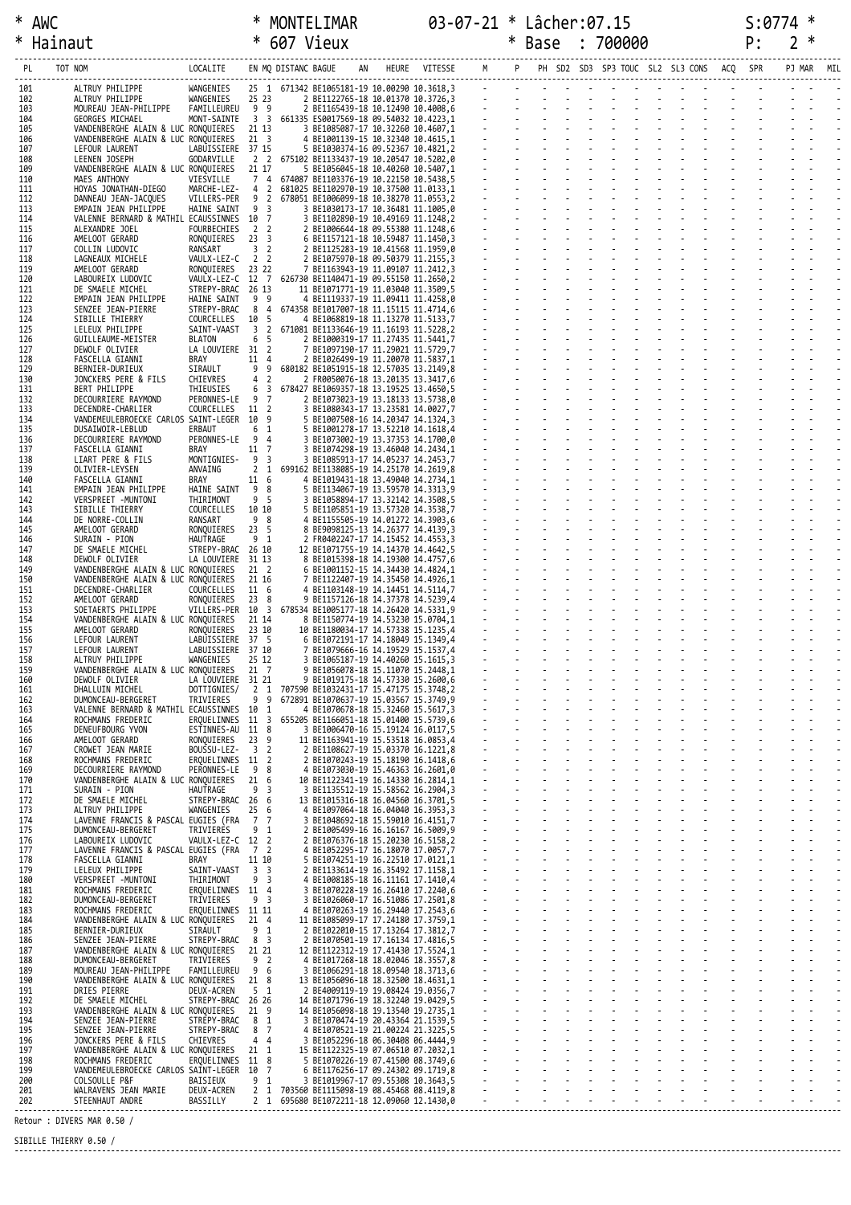\* AWC * MONTELIMAR 03-07-21 * Lâcher:07.15 S:0774 *
\* Hainaut * 607 Vieux * Base : 700000 P: 2 *

| PL | TOT NOM | LOCALITE | EN | MQ | DISTANC | BAGUE | AN | HEURE | VITESSE | M | P | PH | SD2 | SD3 | SP3 | TOUC | SL2 | SL3 | CONS | ACQ | SPR | PJ | MAR | MIL |
|---|---|---|---|---|---|---|---|---|---|---|---|---|---|---|---|---|---|---|---|---|---|---|---|---|
| 101 | ALTRUY PHILIPPE | WANGENIES | 25 | 1 | 671342 | BE1065181-19 | | 10.00290 | 10.3618,3 | - | - | - | - | - | - | - | - | - | - | - | - | - | - | - |
| 102 | ALTRUY PHILIPPE | WANGENIES | 25 | 23 | 2 | BE1122765-18 | | 10.01370 | 10.3726,3 | - | - | - | - | - | - | - | - | - | - | - | - | - | - | - |
| 103 | MOUREAU JEAN-PHILIPPE | FAMILLEUREU | 9 | 9 | 2 | BE1165439-18 | | 10.12490 | 10.4008,6 | - | - | - | - | - | - | - | - | - | - | - | - | - | - | - |
| 104 | GEORGES MICHAEL | MONT-SAINTE | 3 | 3 | 661335 | ES0017569-18 | | 09.54032 | 10.4223,1 | - | - | - | - | - | - | - | - | - | - | - | - | - | - | - |
| 105 | VANDENBERGHE ALAIN & LUC | RONQUIERES | 21 | 13 | 3 | BE1085087-17 | | 10.32260 | 10.4607,1 | - | - | - | - | - | - | - | - | - | - | - | - | - | - | - |
| 106 | VANDENBERGHE ALAIN & LUC | RONQUIERES | 21 | 3 | 4 | BE1001139-15 | | 10.32340 | 10.4615,1 | - | - | - | - | - | - | - | - | - | - | - | - | - | - | - |
| 107 | LEFOUR LAURENT | LABUISSIERE | 37 | 15 | 5 | BE1030374-16 | | 09.52367 | 10.4821,2 | - | - | - | - | - | - | - | - | - | - | - | - | - | - | - |
| 108 | LEENEN JOSEPH | GODARVILLE | 2 | 2 | 675102 | BE1133437-19 | | 10.20547 | 10.5202,0 | - | - | - | - | - | - | - | - | - | - | - | - | - | - | - |
| 109 | VANDENBERGHE ALAIN & LUC | RONQUIERES | 21 | 17 | 5 | BE1056045-18 | | 10.40260 | 10.5407,1 | - | - | - | - | - | - | - | - | - | - | - | - | - | - | - |
| 110 | MAES ANTHONY | VIESVILLE | 7 | 4 | 674087 | BE1103376-19 | | 10.22150 | 10.5438,5 | - | - | - | - | - | - | - | - | - | - | - | - | - | - | - |
| 111 | HOYAS JONATHAN-DIEGO | MARCHE-LEZ- | 4 | 2 | 681025 | BE1102970-19 | | 10.37500 | 11.0133,1 | - | - | - | - | - | - | - | - | - | - | - | - | - | - | - |
| 112 | DANNEAU JEAN-JACQUES | VILLERS-PER | 9 | 2 | 678051 | BE1006099-18 | | 10.38270 | 11.0553,2 | - | - | - | - | - | - | - | - | - | - | - | - | - | - | - |
| 113 | EMPAIN JEAN PHILIPPE | HAINE SAINT | 9 | 3 | 3 | BE1030173-17 | | 10.36481 | 11.1005,0 | - | - | - | - | - | - | - | - | - | - | - | - | - | - | - |
| 114 | VALENNE BERNARD & MATHIL | ECAUSSINNES | 10 | 7 | 3 | BE1102890-19 | | 10.49169 | 11.1248,2 | - | - | - | - | - | - | - | - | - | - | - | - | - | - | - |
| 115 | ALEXANDRE JOEL | FOURBECHIES | 2 | 2 | 2 | BE1006644-18 | | 09.55380 | 11.1248,6 | - | - | - | - | - | - | - | - | - | - | - | - | - | - | - |
| 116 | AMELOOT GERARD | RONQUIERES | 23 | 3 | 6 | BE1157121-18 | | 10.59487 | 11.1450,3 | - | - | - | - | - | - | - | - | - | - | - | - | - | - | - |
| 117 | COLLIN LUDOVIC | RANSART | 3 | 2 | 2 | BE1125283-19 | | 10.41568 | 11.1959,0 | - | - | - | - | - | - | - | - | - | - | - | - | - | - | - |
| 118 | LAGNEAUX MICHELE | VAULX-LEZ-C | 2 | 2 | 2 | BE1075970-18 | | 09.50379 | 11.2155,3 | - | - | - | - | - | - | - | - | - | - | - | - | - | - | - |
| 119 | AMELOOT GERARD | RONQUIERES | 23 | 22 | 7 | BE1163943-19 | | 11.09107 | 11.2412,3 | - | - | - | - | - | - | - | - | - | - | - | - | - | - | - |
| 120 | LABOUREIX LUDOVIC | VAULX-LEZ-C | 12 | 7 | 626730 | BE1140471-19 | | 09.55150 | 11.2650,2 | - | - | - | - | - | - | - | - | - | - | - | - | - | - | - |
| 121 | DE SMAELE MICHEL | STREPY-BRAC | 26 | 13 | 11 | BE1071771-19 | | 11.03040 | 11.3509,5 | - | - | - | - | - | - | - | - | - | - | - | - | - | - | - |
| 122 | EMPAIN JEAN PHILIPPE | HAINE SAINT | 9 | 9 | 4 | BE1119337-19 | | 11.09411 | 11.4258,0 | - | - | - | - | - | - | - | - | - | - | - | - | - | - | - |
| 123 | SENZEE JEAN-PIERRE | STREPY-BRAC | 8 | 4 | 674358 | BE1017007-18 | | 11.15115 | 11.4714,6 | - | - | - | - | - | - | - | - | - | - | - | - | - | - | - |
| 124 | SIBILLE THIERRY | COURCELLES | 10 | 5 | 4 | BE1068819-18 | | 11.13270 | 11.5133,7 | - | - | - | - | - | - | - | - | - | - | - | - | - | - | - |
| 125 | LELEUX PHILIPPE | SAINT-VAAST | 3 | 2 | 671081 | BE1133646-19 | | 11.16193 | 11.5228,2 | - | - | - | - | - | - | - | - | - | - | - | - | - | - | - |
| 126 | GUILLEAUME-MEISTER | BLATON | 6 | 5 | 2 | BE1000319-17 | | 11.27435 | 11.5441,7 | - | - | - | - | - | - | - | - | - | - | - | - | - | - | - |
| 127 | DEWOLF OLIVIER | LA LOUVIERE | 31 | 2 | 7 | BE1097190-17 | | 11.29021 | 11.5729,7 | - | - | - | - | - | - | - | - | - | - | - | - | - | - | - |
| 128 | FASCELLA GIANNI | BRAY | 11 | 4 | 2 | BE1026499-19 | | 11.20070 | 11.5837,1 | - | - | - | - | - | - | - | - | - | - | - | - | - | - | - |
| 129 | BERNIER-DURIEUX | SIRAULT | 9 | 9 | 680182 | BE1051915-18 | | 12.57035 | 13.2149,8 | - | - | - | - | - | - | - | - | - | - | - | - | - | - | - |
| 130 | JONCKERS PERE & FILS | CHIEVRES | 4 | 2 | 2 | FR0050076-18 | | 13.20135 | 13.3417,6 | - | - | - | - | - | - | - | - | - | - | - | - | - | - | - |
| 131 | BERT PHILIPPE | THIEUSIES | 6 | 3 | 678427 | BE1069357-18 | | 13.19525 | 13.4650,5 | - | - | - | - | - | - | - | - | - | - | - | - | - | - | - |
| 132 | DECOURRIERE RAYMOND | PERONNES-LE | 9 | 7 | 2 | BE1073023-19 | | 13.18133 | 13.5738,0 | - | - | - | - | - | - | - | - | - | - | - | - | - | - | - |
| 133 | DECENDRE-CHARLIER | COURCELLES | 11 | 2 | 3 | BE1080343-17 | | 13.23581 | 14.0027,7 | - | - | - | - | - | - | - | - | - | - | - | - | - | - | - |
| 134 | VANDEMEULEBROECKE CARLOS | SAINT-LEGER | 10 | 9 | 5 | BE1007508-16 | | 14.20347 | 11.1324,3 | - | - | - | - | - | - | - | - | - | - | - | - | - | - | - |
| 135 | DUSAIWOIR-LEBLUD | ERBAUT | 6 | 1 | 5 | BE1001278-17 | | 13.52210 | 14.1618,4 | - | - | - | - | - | - | - | - | - | - | - | - | - | - | - |
| 136 | DECOURRIERE RAYMOND | PERONNES-LE | 9 | 4 | 3 | BE1073002-19 | | 13.37353 | 14.1700,0 | - | - | - | - | - | - | - | - | - | - | - | - | - | - | - |
| 137 | FASCELLA GIANNI | BRAY | 11 | 7 | 3 | BE1074298-19 | | 13.46040 | 14.2434,1 | - | - | - | - | - | - | - | - | - | - | - | - | - | - | - |
| 138 | LIART PERE & FILS | MONTIGNIES- | 9 | 3 | 3 | BE1085913-17 | | 14.05237 | 14.2453,7 | - | - | - | - | - | - | - | - | - | - | - | - | - | - | - |
| 139 | OLIVIER-LEYSEN | ANVAING | 2 | 1 | 699162 | BE1138085-19 | | 14.25170 | 14.2619,8 | - | - | - | - | - | - | - | - | - | - | - | - | - | - | - |
| 140 | FASCELLA GIANNI | BRAY | 11 | 6 | 4 | BE1019431-18 | | 13.49040 | 14.2734,1 | - | - | - | - | - | - | - | - | - | - | - | - | - | - | - |
| 141 | EMPAIN JEAN PHILIPPE | HAINE SAINT | 9 | 8 | 5 | BE1134067-19 | | 13.59570 | 14.3313,9 | - | - | - | - | - | - | - | - | - | - | - | - | - | - | - |
| 142 | VERSPREET -MUNTONI | THIRIMONT | 9 | 5 | 3 | BE1058894-17 | | 13.32142 | 14.3508,5 | - | - | - | - | - | - | - | - | - | - | - | - | - | - | - |
| 143 | SIBILLE THIERRY | COURCELLES | 10 | 10 | 5 | BE1105851-19 | | 13.57320 | 14.3538,7 | - | - | - | - | - | - | - | - | - | - | - | - | - | - | - |
| 144 | DE NORRE-COLLIN | RANSART | 9 | 8 | 4 | BE1155505-19 | | 14.01272 | 14.3903,6 | - | - | - | - | - | - | - | - | - | - | - | - | - | - | - |
| 145 | AMELOOT GERARD | RONQUIERES | 23 | 5 | 8 | BE9098125-13 | | 14.26377 | 14.4139,3 | - | - | - | - | - | - | - | - | - | - | - | - | - | - | - |
| 146 | SURAIN - PION | HAUTRAGE | 9 | 1 | 2 | FR0402247-17 | | 14.15452 | 14.4553,3 | - | - | - | - | - | - | - | - | - | - | - | - | - | - | - |
| 147 | DE SMAELE MICHEL | STREPY-BRAC | 26 | 10 | 12 | BE1071755-19 | | 14.14370 | 14.4642,5 | - | - | - | - | - | - | - | - | - | - | - | - | - | - | - |
| 148 | DEWOLF OLIVIER | LA LOUVIERE | 31 | 13 | 8 | BE1015398-18 | | 14.19300 | 14.4757,6 | - | - | - | - | - | - | - | - | - | - | - | - | - | - | - |
| 149 | VANDENBERGHE ALAIN & LUC | RONQUIERES | 21 | 2 | 6 | BE1001152-15 | | 14.34430 | 14.4824,1 | - | - | - | - | - | - | - | - | - | - | - | - | - | - | - |
| 150 | VANDENBERGHE ALAIN & LUC | RONQUIERES | 21 | 16 | 7 | BE1122407-19 | | 14.35450 | 14.4926,1 | - | - | - | - | - | - | - | - | - | - | - | - | - | - | - |
| 151 | DECENDRE-CHARLIER | COURCELLES | 11 | 6 | 4 | BE1103148-19 | | 14.14451 | 14.5114,7 | - | - | - | - | - | - | - | - | - | - | - | - | - | - | - |
| 152 | AMELOOT GERARD | RONQUIERES | 23 | 8 | 9 | BE1157126-18 | | 14.37378 | 14.5239,4 | - | - | - | - | - | - | - | - | - | - | - | - | - | - | - |
| 153 | SOETAERTS PHILIPPE | VILLERS-PER | 10 | 3 | 678534 | BE1005177-18 | | 14.26420 | 14.5331,9 | - | - | - | - | - | - | - | - | - | - | - | - | - | - | - |
| 154 | VANDENBERGHE ALAIN & LUC | RONQUIERES | 21 | 14 | 8 | BE1150774-19 | | 14.53230 | 15.0704,1 | - | - | - | - | - | - | - | - | - | - | - | - | - | - | - |
| 155 | AMELOOT GERARD | RONQUIERES | 23 | 10 | 10 | BE1180034-17 | | 14.57338 | 15.1235,4 | - | - | - | - | - | - | - | - | - | - | - | - | - | - | - |
| 156 | LEFOUR LAURENT | LABUISSIERE | 37 | 5 | 6 | BE1072191-17 | | 14.18049 | 15.1349,4 | - | - | - | - | - | - | - | - | - | - | - | - | - | - | - |
| 157 | LEFOUR LAURENT | LABUISSIERE | 37 | 10 | 7 | BE1079666-16 | | 14.19529 | 15.1537,4 | - | - | - | - | - | - | - | - | - | - | - | - | - | - | - |
| 158 | ALTRUY PHILIPPE | WANGENIES | 25 | 12 | 3 | BE1065187-19 | | 14.40260 | 15.1615,3 | - | - | - | - | - | - | - | - | - | - | - | - | - | - | - |
| 159 | VANDENBERGHE ALAIN & LUC | RONQUIERES | 21 | 7 | 9 | BE1056078-18 | | 15.11070 | 15.2448,1 | - | - | - | - | - | - | - | - | - | - | - | - | - | - | - |
| 160 | DEWOLF OLIVIER | LA LOUVIERE | 31 | 21 | 9 | BE1019175-18 | | 14.57330 | 15.2600,6 | - | - | - | - | - | - | - | - | - | - | - | - | - | - | - |
| 161 | DHALLUIN MICHEL | DOTTIGNIES/ | 2 | 1 | 707590 | BE1032431-17 | | 15.47175 | 15.3748,2 | - | - | - | - | - | - | - | - | - | - | - | - | - | - | - |
| 162 | DUMONCEAU-BERGERET | TRIVIERES | 9 | 9 | 672891 | BE1070637-19 | | 15.03567 | 15.3749,9 | - | - | - | - | - | - | - | - | - | - | - | - | - | - | - |
| 163 | VALENNE BERNARD & MATHIL | ECAUSSINNES | 10 | 1 | 4 | BE1070678-18 | | 15.32460 | 15.5617,3 | - | - | - | - | - | - | - | - | - | - | - | - | - | - | - |
| 164 | ROCHMANS FREDERIC | ERQUELINNES | 11 | 3 | 655205 | BE1166051-18 | | 15.01400 | 15.5739,6 | - | - | - | - | - | - | - | - | - | - | - | - | - | - | - |
| 165 | DENEUFBOURG YVON | ESTINNES-AU | 11 | 8 | 3 | BE1006470-16 | | 15.19124 | 16.0117,5 | - | - | - | - | - | - | - | - | - | - | - | - | - | - | - |
| 166 | AMELOOT GERARD | RONQUIERES | 23 | 9 | 11 | BE1163941-19 | | 15.53518 | 16.0853,4 | - | - | - | - | - | - | - | - | - | - | - | - | - | - | - |
| 167 | CROWET JEAN MARIE | BOUSSU-LEZ- | 3 | 2 | 2 | BE1108627-19 | | 15.03370 | 16.1221,8 | - | - | - | - | - | - | - | - | - | - | - | - | - | - | - |
| 168 | ROCHMANS FREDERIC | ERQUELINNES | 11 | 2 | 2 | BE1070243-19 | | 15.18190 | 16.1418,6 | - | - | - | - | - | - | - | - | - | - | - | - | - | - | - |
| 169 | DECOURRIERE RAYMOND | PERONNES-LE | 9 | 8 | 4 | BE1073030-19 | | 15.46363 | 16.2601,0 | - | - | - | - | - | - | - | - | - | - | - | - | - | - | - |
| 170 | VANDENBERGHE ALAIN & LUC | RONQUIERES | 21 | 6 | 10 | BE1122341-19 | | 16.14330 | 16.2814,1 | - | - | - | - | - | - | - | - | - | - | - | - | - | - | - |
| 171 | SURAIN - PION | HAUTRAGE | 9 | 3 | 3 | BE1135512-19 | | 15.58562 | 16.2904,3 | - | - | - | - | - | - | - | - | - | - | - | - | - | - | - |
| 172 | DE SMAELE MICHEL | STREPY-BRAC | 26 | 6 | 13 | BE1015316-18 | | 16.04560 | 16.3701,5 | - | - | - | - | - | - | - | - | - | - | - | - | - | - | - |
| 173 | ALTRUY PHILIPPE | WANGENIES | 25 | 6 | 4 | BE1097064-18 | | 16.04040 | 16.3953,3 | - | - | - | - | - | - | - | - | - | - | - | - | - | - | - |
| 174 | LAVENNE FRANCIS & PASCAL | EUGIES (FRA | 7 | 7 | 3 | BE1048692-18 | | 15.59010 | 16.4151,7 | - | - | - | - | - | - | - | - | - | - | - | - | - | - | - |
| 175 | DUMONCEAU-BERGERET | TRIVIERES | 9 | 1 | 2 | BE1005499-16 | | 16.16167 | 16.5009,9 | - | - | - | - | - | - | - | - | - | - | - | - | - | - | - |
| 176 | LABOUREIX LUDOVIC | VAULX-LEZ-C | 12 | 2 | 2 | BE1076376-18 | | 15.20230 | 16.5158,2 | - | - | - | - | - | - | - | - | - | - | - | - | - | - | - |
| 177 | LAVENNE FRANCIS & PASCAL | EUGIES (FRA | 7 | 2 | 4 | BE1052295-17 | | 16.18070 | 17.0057,7 | - | - | - | - | - | - | - | - | - | - | - | - | - | - | - |
| 178 | FASCELLA GIANNI | BRAY | 11 | 10 | 5 | BE1074251-19 | | 16.22510 | 17.0121,1 | - | - | - | - | - | - | - | - | - | - | - | - | - | - | - |
| 179 | LELEUX PHILIPPE | SAINT-VAAST | 3 | 3 | 2 | BE1133614-19 | | 16.35492 | 17.1158,1 | - | - | - | - | - | - | - | - | - | - | - | - | - | - | - |
| 180 | VERSPREET -MUNTONI | THIRIMONT | 9 | 3 | 4 | BE1008185-18 | | 16.11161 | 17.1410,4 | - | - | - | - | - | - | - | - | - | - | - | - | - | - | - |
| 181 | ROCHMANS FREDERIC | ERQUELINNES | 11 | 4 | 3 | BE1070228-19 | | 16.26410 | 17.2240,6 | - | - | - | - | - | - | - | - | - | - | - | - | - | - | - |
| 182 | DUMONCEAU-BERGERET | TRIVIERES | 9 | 3 | 3 | BE1026060-17 | | 16.51086 | 17.2501,8 | - | - | - | - | - | - | - | - | - | - | - | - | - | - | - |
| 183 | ROCHMANS FREDERIC | ERQUELINNES | 11 | 11 | 4 | BE1070263-19 | | 16.29440 | 17.2543,6 | - | - | - | - | - | - | - | - | - | - | - | - | - | - | - |
| 184 | VANDENBERGHE ALAIN & LUC | RONQUIERES | 21 | 4 | 11 | BE1085099-17 | | 17.24180 | 17.3759,1 | - | - | - | - | - | - | - | - | - | - | - | - | - | - | - |
| 185 | BERNIER-DURIEUX | SIRAULT | 9 | 1 | 2 | BE1022010-15 | | 17.13264 | 17.3812,7 | - | - | - | - | - | - | - | - | - | - | - | - | - | - | - |
| 186 | SENZEE JEAN-PIERRE | STREPY-BRAC | 8 | 3 | 2 | BE1070501-19 | | 17.16134 | 17.4816,5 | - | - | - | - | - | - | - | - | - | - | - | - | - | - | - |
| 187 | VANDENBERGHE ALAIN & LUC | RONQUIERES | 21 | 21 | 12 | BE1122312-19 | | 17.41430 | 17.5524,1 | - | - | - | - | - | - | - | - | - | - | - | - | - | - | - |
| 188 | DUMONCEAU-BERGERET | TRIVIERES | 9 | 2 | 4 | BE1017268-18 | | 18.02046 | 18.3557,8 | - | - | - | - | - | - | - | - | - | - | - | - | - | - | - |
| 189 | MOUREAU JEAN-PHILIPPE | FAMILLEUREU | 9 | 6 | 3 | BE1066291-18 | | 18.09540 | 18.3713,6 | - | - | - | - | - | - | - | - | - | - | - | - | - | - | - |
| 190 | VANDENBERGHE ALAIN & LUC | RONQUIERES | 21 | 8 | 13 | BE1056096-18 | | 18.32500 | 18.4631,1 | - | - | - | - | - | - | - | - | - | - | - | - | - | - | - |
| 191 | DRIES PIERRE | DEUX-ACREN | 5 | 1 | 2 | BE4009119-19 | | 19.08424 | 19.0356,7 | - | - | - | - | - | - | - | - | - | - | - | - | - | - | - |
| 192 | DE SMAELE MICHEL | STREPY-BRAC | 26 | 26 | 14 | BE1071796-19 | | 18.32240 | 19.0429,5 | - | - | - | - | - | - | - | - | - | - | - | - | - | - | - |
| 193 | VANDENBERGHE ALAIN & LUC | RONQUIERES | 21 | 9 | 14 | BE1056098-18 | | 19.13540 | 19.2735,1 | - | - | - | - | - | - | - | - | - | - | - | - | - | - | - |
| 194 | SENZEE JEAN-PIERRE | STREPY-BRAC | 8 | 1 | 3 | BE1070474-19 | | 20.43364 | 21.1539,5 | - | - | - | - | - | - | - | - | - | - | - | - | - | - | - |
| 195 | SENZEE JEAN-PIERRE | STREPY-BRAC | 8 | 7 | 4 | BE1070521-19 | | 21.00224 | 21.3225,5 | - | - | - | - | - | - | - | - | - | - | - | - | - | - | - |
| 196 | JONCKERS PERE & FILS | CHIEVRES | 4 | 4 | 3 | BE1052296-18 | | 06.30408 | 06.4444,9 | - | - | - | - | - | - | - | - | - | - | - | - | - | - | - |
| 197 | VANDENBERGHE ALAIN & LUC | RONQUIERES | 21 | 1 | 15 | BE1122325-19 | | 07.06510 | 07.2032,1 | - | - | - | - | - | - | - | - | - | - | - | - | - | - | - |
| 198 | ROCHMANS FREDERIC | ERQUELINNES | 11 | 8 | 5 | BE1070226-19 | | 07.41500 | 08.3749,6 | - | - | - | - | - | - | - | - | - | - | - | - | - | - | - |
| 199 | VANDEMEULEBROECKE CARLOS | SAINT-LEGER | 10 | 7 | 6 | BE1176256-17 | | 09.24302 | 09.1719,8 | - | - | - | - | - | - | - | - | - | - | - | - | - | - | - |
| 200 | COLSOULLE P&F | BAISIEUX | 9 | 1 | 3 | BE1019967-17 | | 09.55308 | 10.3643,5 | - | - | - | - | - | - | - | - | - | - | - | - | - | - | - |
| 201 | WALRAVENS JEAN MARIE | DEUX-ACREN | 2 | 1 | 703560 | BE1115098-19 | | 08.45468 | 08.4119,8 | - | - | - | - | - | - | - | - | - | - | - | - | - | - | - |
| 202 | STEENHAUT ANDRE | BASSILLY | 2 | 1 | 695680 | BE1072211-18 | | 12.09060 | 12.1430,0 | - | - | - | - | - | - | - | - | - | - | - | - | - | - | - |

Retour : DIVERS MAR 0.50 /

SIBILLE THIERRY 0.50 /